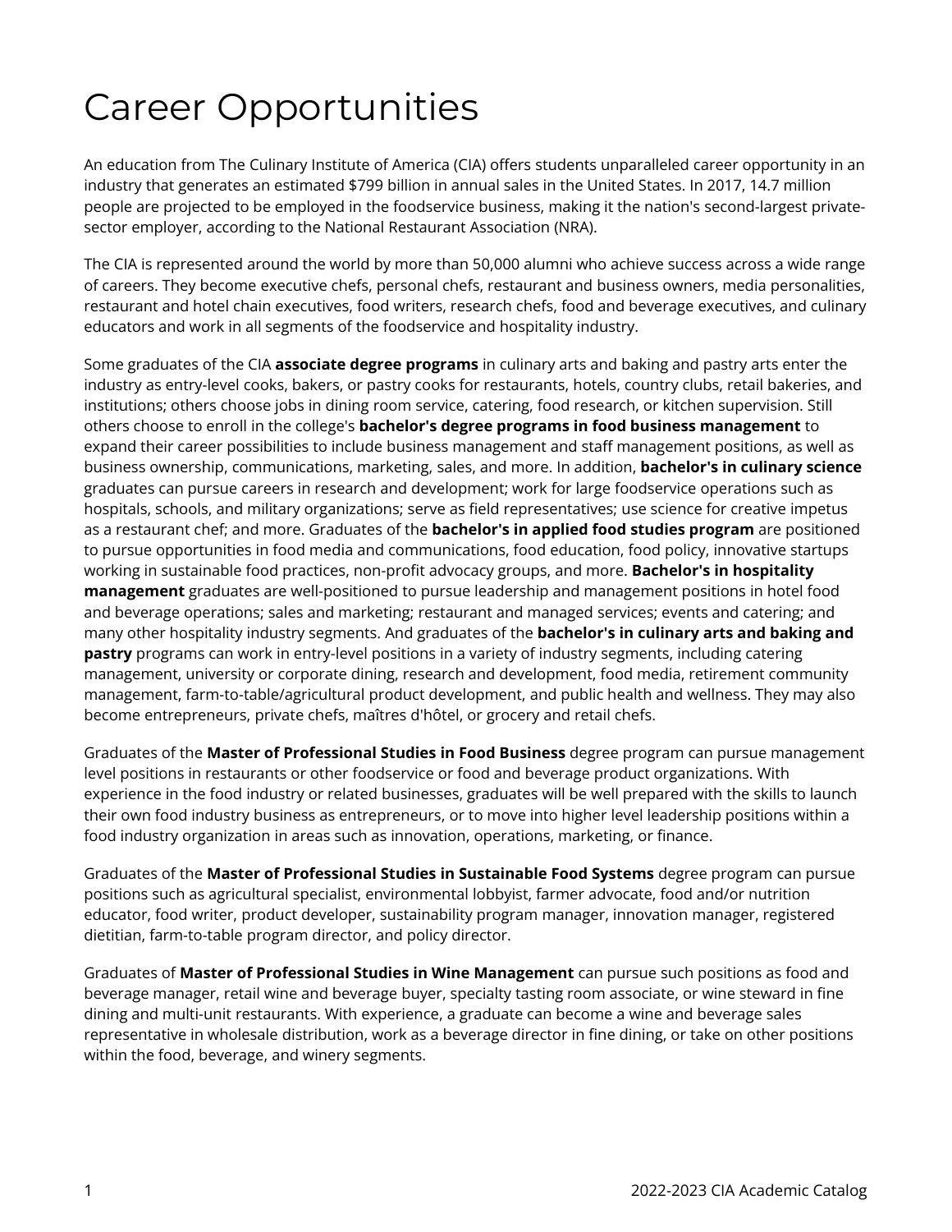# Career Opportunities

An education from The Culinary Institute of America (CIA) offers students unparalleled career opportunity in an industry that generates an estimated $799 billion in annual sales in the United States. In 2017, 14.7 million people are projected to be employed in the foodservice business, making it the nation's second-largest private-sector employer, according to the National Restaurant Association (NRA).

The CIA is represented around the world by more than 50,000 alumni who achieve success across a wide range of careers. They become executive chefs, personal chefs, restaurant and business owners, media personalities, restaurant and hotel chain executives, food writers, research chefs, food and beverage executives, and culinary educators and work in all segments of the foodservice and hospitality industry.

Some graduates of the CIA **associate degree programs** in culinary arts and baking and pastry arts enter the industry as entry-level cooks, bakers, or pastry cooks for restaurants, hotels, country clubs, retail bakeries, and institutions; others choose jobs in dining room service, catering, food research, or kitchen supervision. Still others choose to enroll in the college's **bachelor's degree programs in food business management** to expand their career possibilities to include business management and staff management positions, as well as business ownership, communications, marketing, sales, and more. In addition, **bachelor's in culinary science** graduates can pursue careers in research and development; work for large foodservice operations such as hospitals, schools, and military organizations; serve as field representatives; use science for creative impetus as a restaurant chef; and more. Graduates of the **bachelor's in applied food studies program** are positioned to pursue opportunities in food media and communications, food education, food policy, innovative startups working in sustainable food practices, non-profit advocacy groups, and more. **Bachelor's in hospitality management** graduates are well-positioned to pursue leadership and management positions in hotel food and beverage operations; sales and marketing; restaurant and managed services; events and catering; and many other hospitality industry segments. And graduates of the **bachelor's in culinary arts and baking and pastry** programs can work in entry-level positions in a variety of industry segments, including catering management, university or corporate dining, research and development, food media, retirement community management, farm-to-table/agricultural product development, and public health and wellness. They may also become entrepreneurs, private chefs, maîtres d'hôtel, or grocery and retail chefs.

Graduates of the **Master of Professional Studies in Food Business** degree program can pursue management level positions in restaurants or other foodservice or food and beverage product organizations. With experience in the food industry or related businesses, graduates will be well prepared with the skills to launch their own food industry business as entrepreneurs, or to move into higher level leadership positions within a food industry organization in areas such as innovation, operations, marketing, or finance.

Graduates of the **Master of Professional Studies in Sustainable Food Systems** degree program can pursue positions such as agricultural specialist, environmental lobbyist, farmer advocate, food and/or nutrition educator, food writer, product developer, sustainability program manager, innovation manager, registered dietitian, farm-to-table program director, and policy director.

Graduates of **Master of Professional Studies in Wine Management** can pursue such positions as food and beverage manager, retail wine and beverage buyer, specialty tasting room associate, or wine steward in fine dining and multi-unit restaurants. With experience, a graduate can become a wine and beverage sales representative in wholesale distribution, work as a beverage director in fine dining, or take on other positions within the food, beverage, and winery segments.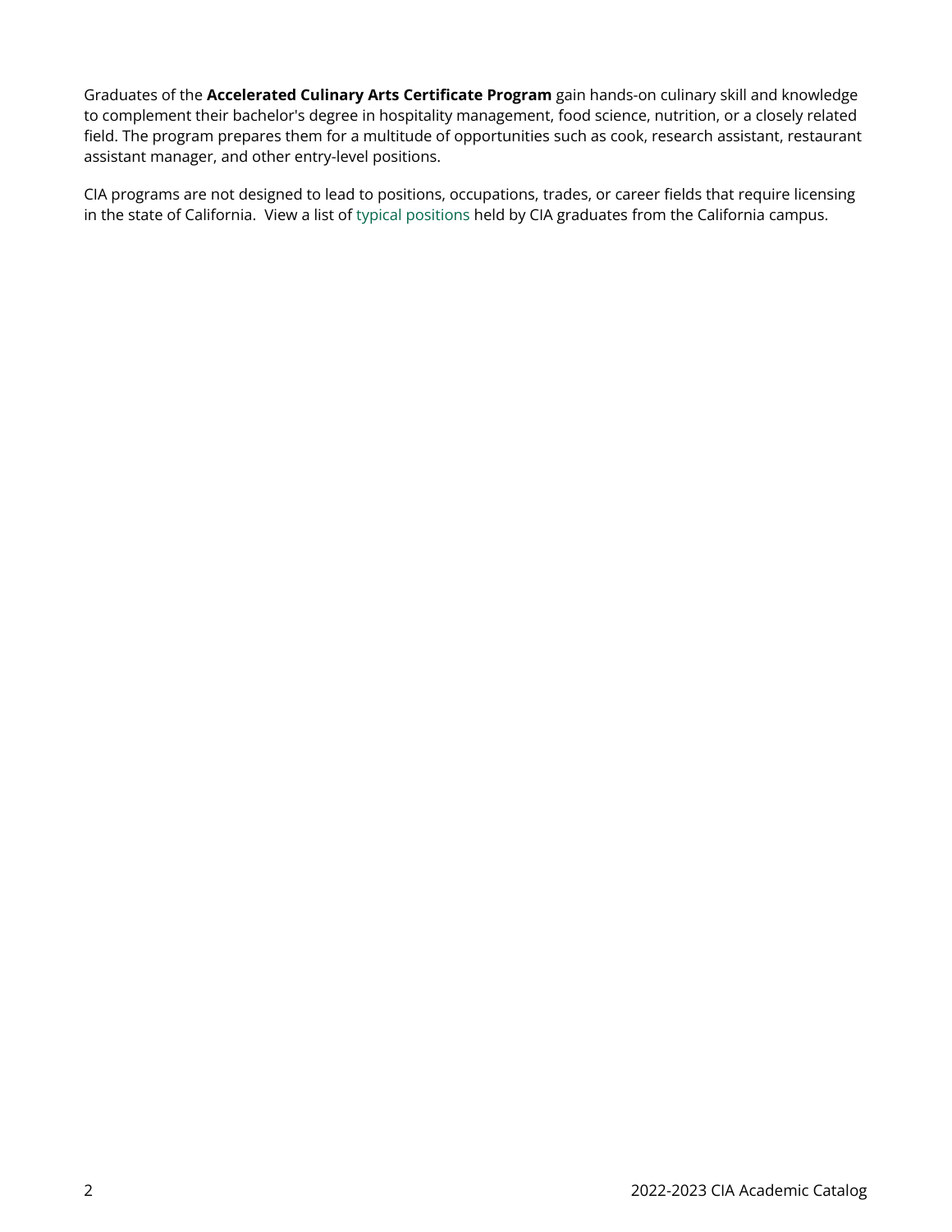Graduates of the **Accelerated Culinary Arts Certificate Program** gain hands-on culinary skill and knowledge to complement their bachelor's degree in hospitality management, food science, nutrition, or a closely related field. The program prepares them for a multitude of opportunities such as cook, research assistant, restaurant assistant manager, and other entry-level positions.

CIA programs are not designed to lead to positions, occupations, trades, or career fields that require licensing in the state of California. View a list of typical positions held by CIA graduates from the California campus.